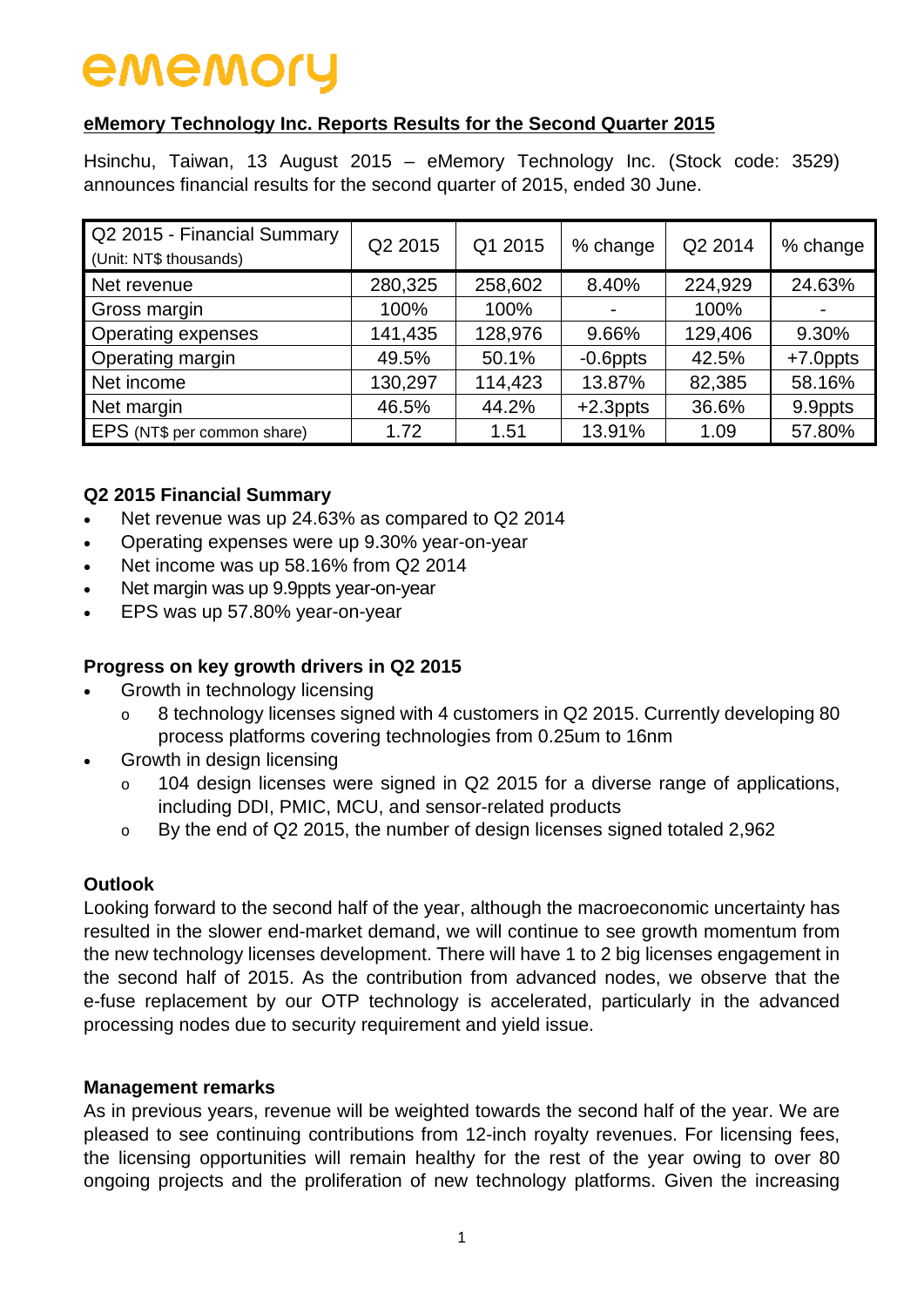# ememory

## eMemory Technology Inc. Reports Results for the Second Quarter 2015

Hsinchu, Taiwan, 13 August 2015 – eMemory Technology Inc. (Stock code: 3529) announces financial results for the second quarter of 2015, ended 30 June.

| Q2 2015 - Financial Summary (Unit: NT$ thousands) | Q2 2015 | Q1 2015 | % change | Q2 2014 | % change |
|---|---|---|---|---|---|
| Net revenue | 280,325 | 258,602 | 8.40% | 224,929 | 24.63% |
| Gross margin | 100% | 100% | - | 100% | - |
| Operating expenses | 141,435 | 128,976 | 9.66% | 129,406 | 9.30% |
| Operating margin | 49.5% | 50.1% | -0.6ppts | 42.5% | +7.0ppts |
| Net income | 130,297 | 114,423 | 13.87% | 82,385 | 58.16% |
| Net margin | 46.5% | 44.2% | +2.3ppts | 36.6% | 9.9ppts |
| EPS (NT$ per common share) | 1.72 | 1.51 | 13.91% | 1.09 | 57.80% |

### Q2 2015 Financial Summary

- Net revenue was up 24.63% as compared to Q2 2014
- Operating expenses were up 9.30% year-on-year
- Net income was up 58.16% from Q2 2014
- Net margin was up 9.9ppts year-on-year
- EPS was up 57.80% year-on-year

### Progress on key growth drivers in Q2 2015

- Growth in technology licensing
  - 8 technology licenses signed with 4 customers in Q2 2015. Currently developing 80 process platforms covering technologies from 0.25um to 16nm
- Growth in design licensing
  - 104 design licenses were signed in Q2 2015 for a diverse range of applications, including DDI, PMIC, MCU, and sensor-related products
  - By the end of Q2 2015, the number of design licenses signed totaled 2,962

### Outlook

Looking forward to the second half of the year, although the macroeconomic uncertainty has resulted in the slower end-market demand, we will continue to see growth momentum from the new technology licenses development. There will have 1 to 2 big licenses engagement in the second half of 2015. As the contribution from advanced nodes, we observe that the e-fuse replacement by our OTP technology is accelerated, particularly in the advanced processing nodes due to security requirement and yield issue.

### Management remarks

As in previous years, revenue will be weighted towards the second half of the year. We are pleased to see continuing contributions from 12-inch royalty revenues. For licensing fees, the licensing opportunities will remain healthy for the rest of the year owing to over 80 ongoing projects and the proliferation of new technology platforms. Given the increasing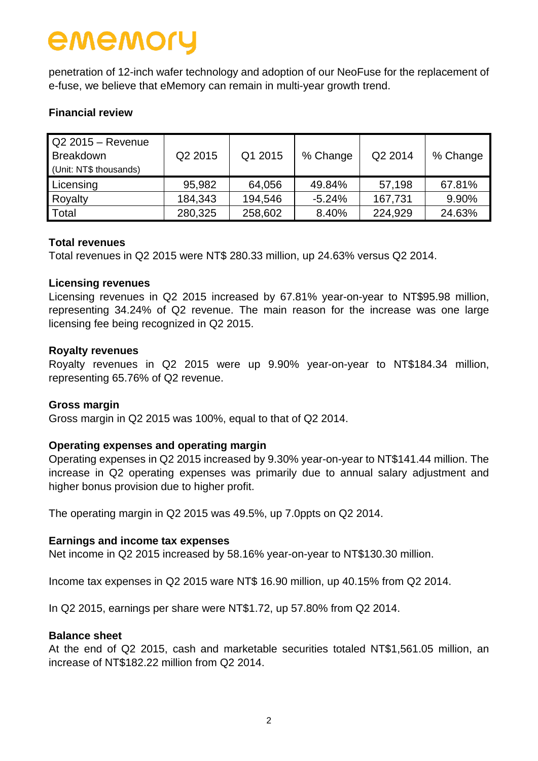penetration of 12-inch wafer technology and adoption of our NeoFuse for the replacement of e-fuse, we believe that eMemory can remain in multi-year growth trend.

**Financial review**

| Q2 2015 – Revenue Breakdown (Unit: NT$ thousands) | Q2 2015 | Q1 2015 | % Change | Q2 2014 | % Change |
|---|---|---|---|---|---|
| Licensing | 95,982 | 64,056 | 49.84% | 57,198 | 67.81% |
| Royalty | 184,343 | 194,546 | -5.24% | 167,731 | 9.90% |
| Total | 280,325 | 258,602 | 8.40% | 224,929 | 24.63% |

**Total revenues**

Total revenues in Q2 2015 were NT$ 280.33 million, up 24.63% versus Q2 2014.

**Licensing revenues**

Licensing revenues in Q2 2015 increased by 67.81% year-on-year to NT$95.98 million, representing 34.24% of Q2 revenue. The main reason for the increase was one large licensing fee being recognized in Q2 2015.

**Royalty revenues**

Royalty revenues in Q2 2015 were up 9.90% year-on-year to NT$184.34 million, representing 65.76% of Q2 revenue.

**Gross margin**

Gross margin in Q2 2015 was 100%, equal to that of Q2 2014.

**Operating expenses and operating margin**

Operating expenses in Q2 2015 increased by 9.30% year-on-year to NT$141.44 million. The increase in Q2 operating expenses was primarily due to annual salary adjustment and higher bonus provision due to higher profit.

The operating margin in Q2 2015 was 49.5%, up 7.0ppts on Q2 2014.

**Earnings and income tax expenses**

Net income in Q2 2015 increased by 58.16% year-on-year to NT$130.30 million.

Income tax expenses in Q2 2015 ware NT$ 16.90 million, up 40.15% from Q2 2014.

In Q2 2015, earnings per share were NT$1.72, up 57.80% from Q2 2014.

**Balance sheet**

At the end of Q2 2015, cash and marketable securities totaled NT$1,561.05 million, an increase of NT$182.22 million from Q2 2014.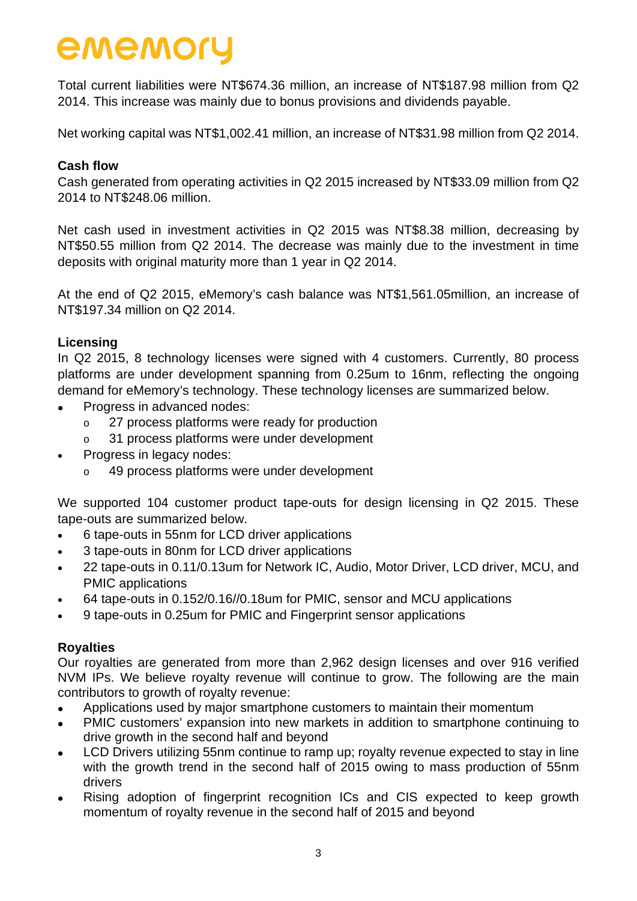Total current liabilities were NT$674.36 million, an increase of NT$187.98 million from Q2 2014. This increase was mainly due to bonus provisions and dividends payable.

Net working capital was NT$1,002.41 million, an increase of NT$31.98 million from Q2 2014.

**Cash flow**

Cash generated from operating activities in Q2 2015 increased by NT$33.09 million from Q2 2014 to NT$248.06 million.

Net cash used in investment activities in Q2 2015 was NT$8.38 million, decreasing by NT$50.55 million from Q2 2014. The decrease was mainly due to the investment in time deposits with original maturity more than 1 year in Q2 2014.

At the end of Q2 2015, eMemory's cash balance was NT$1,561.05million, an increase of NT$197.34 million on Q2 2014.

**Licensing**

In Q2 2015, 8 technology licenses were signed with 4 customers. Currently, 80 process platforms are under development spanning from 0.25um to 16nm, reflecting the ongoing demand for eMemory's technology. These technology licenses are summarized below.

- Progress in advanced nodes:
  - 27 process platforms were ready for production
  - 31 process platforms were under development
- Progress in legacy nodes:
  - 49 process platforms were under development

We supported 104 customer product tape-outs for design licensing in Q2 2015. These tape-outs are summarized below.

- 6 tape-outs in 55nm for LCD driver applications
- 3 tape-outs in 80nm for LCD driver applications
- 22 tape-outs in 0.11/0.13um for Network IC, Audio, Motor Driver, LCD driver, MCU, and PMIC applications
- 64 tape-outs in 0.152/0.16//0.18um for PMIC, sensor and MCU applications
- 9 tape-outs in 0.25um for PMIC and Fingerprint sensor applications

**Royalties**

Our royalties are generated from more than 2,962 design licenses and over 916 verified NVM IPs. We believe royalty revenue will continue to grow. The following are the main contributors to growth of royalty revenue:

- Applications used by major smartphone customers to maintain their momentum
- PMIC customers' expansion into new markets in addition to smartphone continuing to drive growth in the second half and beyond
- LCD Drivers utilizing 55nm continue to ramp up; royalty revenue expected to stay in line with the growth trend in the second half of 2015 owing to mass production of 55nm drivers
- Rising adoption of fingerprint recognition ICs and CIS expected to keep growth momentum of royalty revenue in the second half of 2015 and beyond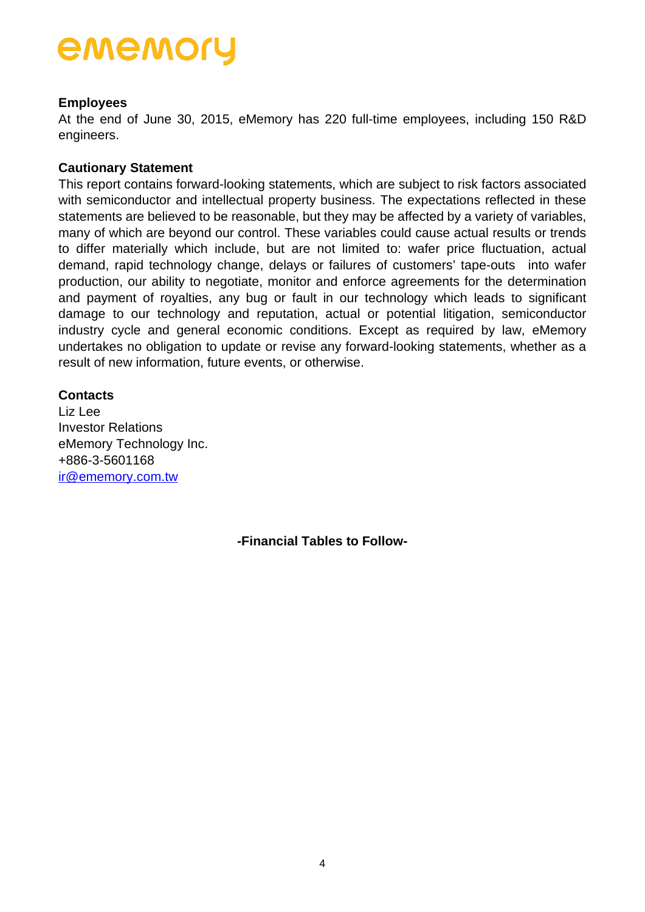### Employees

At the end of June 30, 2015, eMemory has 220 full-time employees, including 150 R&D engineers.

### Cautionary Statement

This report contains forward-looking statements, which are subject to risk factors associated with semiconductor and intellectual property business. The expectations reflected in these statements are believed to be reasonable, but they may be affected by a variety of variables, many of which are beyond our control. These variables could cause actual results or trends to differ materially which include, but are not limited to: wafer price fluctuation, actual demand, rapid technology change, delays or failures of customers' tape-outs into wafer production, our ability to negotiate, monitor and enforce agreements for the determination and payment of royalties, any bug or fault in our technology which leads to significant damage to our technology and reputation, actual or potential litigation, semiconductor industry cycle and general economic conditions. Except as required by law, eMemory undertakes no obligation to update or revise any forward-looking statements, whether as a result of new information, future events, or otherwise.

### Contacts

Liz Lee
Investor Relations
eMemory Technology Inc.
+886-3-5601168
ir@ememory.com.tw

**-Financial Tables to Follow-**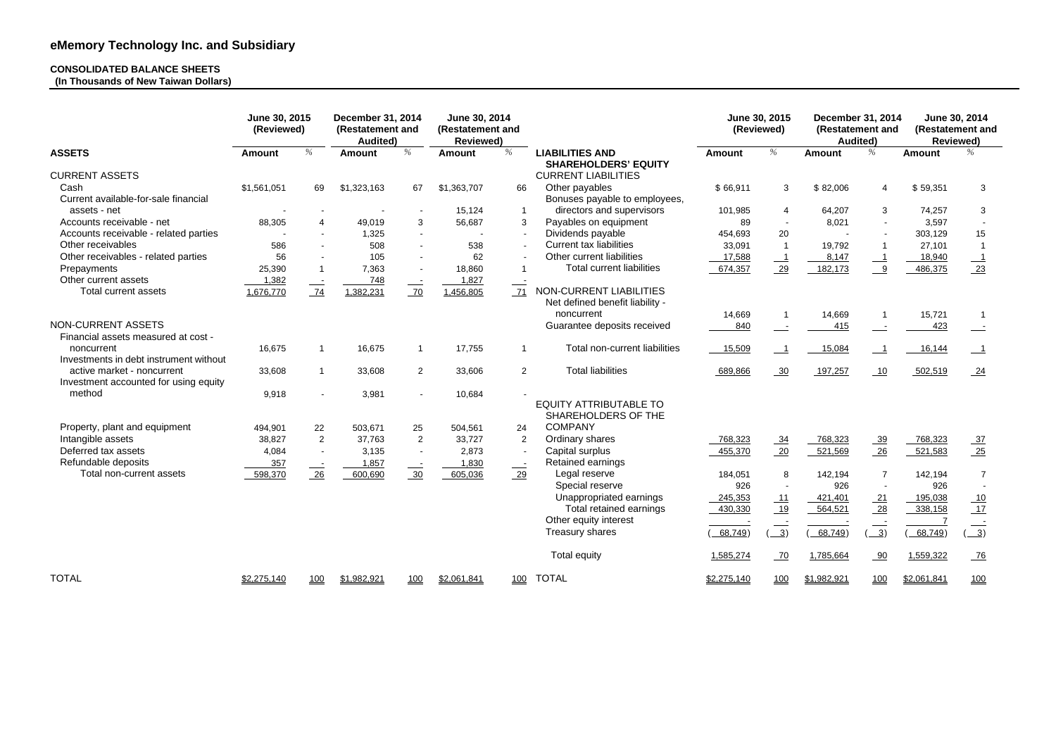## eMemory Technology Inc. and Subsidiary

**CONSOLIDATED BALANCE SHEETS**
**(In Thousands of New Taiwan Dollars)**

| ASSETS | June 30, 2015 (Reviewed) Amount | % | December 31, 2014 (Restatement and Audited) Amount | % | June 30, 2014 (Restatement and Reviewed) Amount | % |
|---|---|---|---|---|---|---|
| CURRENT ASSETS | | | | | | |
| Cash | $1,561,051 | 69 | $1,323,163 | 67 | $1,363,707 | 66 |
| Current available-for-sale financial assets - net | - | - | - | - | 15,124 | 1 |
| Accounts receivable - net | 88,305 | 4 | 49,019 | 3 | 56,687 | 3 |
| Accounts receivable - related parties | - | - | 1,325 | - | - | - |
| Other receivables | 586 | - | 508 | - | 538 | - |
| Other receivables - related parties | 56 | - | 105 | - | 62 | - |
| Prepayments | 25,390 | 1 | 7,363 | - | 18,860 | 1 |
| Other current assets | 1,382 | - | 748 | - | 1,827 | - |
| Total current assets | 1,676,770 | 74 | 1,382,231 | 70 | 1,456,805 | 71 |
| NON-CURRENT ASSETS | | | | | | |
| Financial assets measured at cost - noncurrent | 16,675 | 1 | 16,675 | 1 | 17,755 | 1 |
| Investments in debt instrument without active market - noncurrent | 33,608 | 1 | 33,608 | 2 | 33,606 | 2 |
| Investment accounted for using equity method | 9,918 | - | 3,981 | - | 10,684 | - |
| Property, plant and equipment | 494,901 | 22 | 503,671 | 25 | 504,561 | 24 |
| Intangible assets | 38,827 | 2 | 37,763 | 2 | 33,727 | 2 |
| Deferred tax assets | 4,084 | - | 3,135 | - | 2,873 | - |
| Refundable deposits | 357 | - | 1,857 | - | 1,830 | - |
| Total non-current assets | 598,370 | 26 | 600,690 | 30 | 605,036 | 29 |
| TOTAL | $2,275,140 | 100 | $1,982,921 | 100 | $2,061,841 | 100 |

| LIABILITIES AND SHAREHOLDERS' EQUITY | June 30, 2015 (Reviewed) Amount | % | December 31, 2014 (Restatement and Audited) Amount | % | June 30, 2014 (Restatement and Reviewed) Amount | % |
|---|---|---|---|---|---|---|
| CURRENT LIABILITIES | | | | | | |
| Other payables | $ 66,911 | 3 | $ 82,006 | 4 | $ 59,351 | 3 |
| Bonuses payable to employees, directors and supervisors | 101,985 | 4 | 64,207 | 3 | 74,257 | 3 |
| Payables on equipment | 89 | - | 8,021 | - | 3,597 | - |
| Dividends payable | 454,693 | 20 | - | - | 303,129 | 15 |
| Current tax liabilities | 33,091 | 1 | 19,792 | 1 | 27,101 | 1 |
| Other current liabilities | 17,588 | 1 | 8,147 | 1 | 18,940 | 1 |
| Total current liabilities | 674,357 | 29 | 182,173 | 9 | 486,375 | 23 |
| NON-CURRENT LIABILITIES | | | | | | |
| Net defined benefit liability - noncurrent | 14,669 | 1 | 14,669 | 1 | 15,721 | 1 |
| Guarantee deposits received | 840 | - | 415 | - | 423 | - |
| Total non-current liabilities | 15,509 | 1 | 15,084 | 1 | 16,144 | 1 |
| Total liabilities | 689,866 | 30 | 197,257 | 10 | 502,519 | 24 |
| EQUITY ATTRIBUTABLE TO SHAREHOLDERS OF THE COMPANY | | | | | | |
| Ordinary shares | 768,323 | 34 | 768,323 | 39 | 768,323 | 37 |
| Capital surplus | 455,370 | 20 | 521,569 | 26 | 521,583 | 25 |
| Retained earnings | | | | | | |
| Legal reserve | 184,051 | 8 | 142,194 | 7 | 142,194 | 7 |
| Special reserve | 926 | - | 926 | - | 926 | - |
| Unappropriated earnings | 245,353 | 11 | 421,401 | 21 | 195,038 | 10 |
| Total retained earnings | 430,330 | 19 | 564,521 | 28 | 338,158 | 17 |
| Other equity interest | - | - | - | - | 7 | - |
| Treasury shares | ( 68,749) | ( 3) | ( 68,749) | ( 3) | ( 68,749) | ( 3) |
| Total equity | 1,585,274 | 70 | 1,785,664 | 90 | 1,559,322 | 76 |
| TOTAL | $2,275,140 | 100 | $1,982,921 | 100 | $2,061,841 | 100 |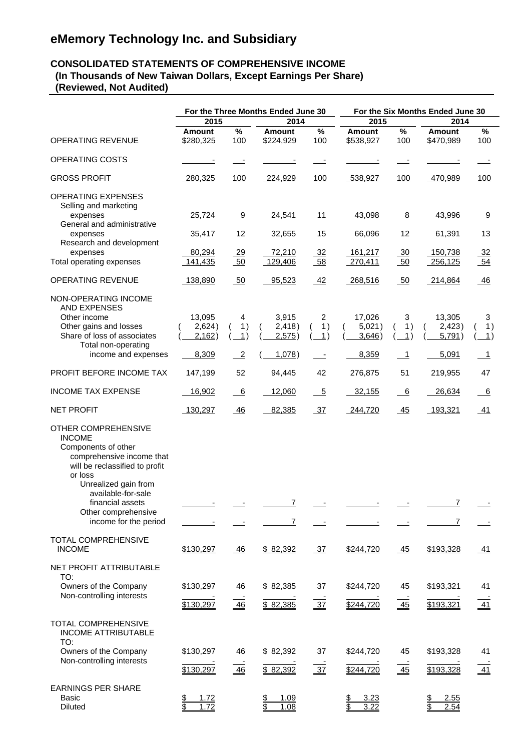# eMemory Technology Inc. and Subsidiary

## CONSOLIDATED STATEMENTS OF COMPREHENSIVE INCOME
**(In Thousands of New Taiwan Dollars, Except Earnings Per Share)**
**(Reviewed, Not Audited)**

| | For the Three Months Ended June 30 | | | | For the Six Months Ended June 30 | | | |
|---|---|---|---|---|---|---|---|---|
| | 2015 | | 2014 | | 2015 | | 2014 | |
| | Amount | % | Amount | % | Amount | % | Amount | % |
| OPERATING REVENUE | $280,325 | 100 | $224,929 | 100 | $538,927 | 100 | $470,989 | 100 |
| OPERATING COSTS | - | - | - | - | - | - | - | - |
| GROSS PROFIT | 280,325 | 100 | 224,929 | 100 | 538,927 | 100 | 470,989 | 100 |
| OPERATING EXPENSES | | | | | | | | |
| Selling and marketing expenses | 25,724 | 9 | 24,541 | 11 | 43,098 | 8 | 43,996 | 9 |
| General and administrative expenses | 35,417 | 12 | 32,655 | 15 | 66,096 | 12 | 61,391 | 13 |
| Research and development expenses | 80,294 | 29 | 72,210 | 32 | 161,217 | 30 | 150,738 | 32 |
| Total operating expenses | 141,435 | 50 | 129,406 | 58 | 270,411 | 50 | 256,125 | 54 |
| OPERATING REVENUE | 138,890 | 50 | 95,523 | 42 | 268,516 | 50 | 214,864 | 46 |
| NON-OPERATING INCOME AND EXPENSES | | | | | | | | |
| Other income | 13,095 | 4 | 3,915 | 2 | 17,026 | 3 | 13,305 | 3 |
| Other gains and losses | (2,624) | (1) | (2,418) | (1) | (5,021) | (1) | (2,423) | (1) |
| Share of loss of associates | (2,162) | (1) | (2,575) | (1) | (3,646) | (1) | (5,791) | (1) |
| Total non-operating income and expenses | 8,309 | 2 | (1,078) | - | 8,359 | 1 | 5,091 | 1 |
| PROFIT BEFORE INCOME TAX | 147,199 | 52 | 94,445 | 42 | 276,875 | 51 | 219,955 | 47 |
| INCOME TAX EXPENSE | 16,902 | 6 | 12,060 | 5 | 32,155 | 6 | 26,634 | 6 |
| NET PROFIT | 130,297 | 46 | 82,385 | 37 | 244,720 | 45 | 193,321 | 41 |
| OTHER COMPREHENSIVE INCOME | | | | | | | | |
| Components of other comprehensive income that will be reclassified to profit or loss | | | | | | | | |
| Unrealized gain from available-for-sale financial assets | - | - | 7 | - | - | - | 7 | - |
| Other comprehensive income for the period | - | - | 7 | - | - | - | 7 | - |
| TOTAL COMPREHENSIVE INCOME | $130,297 | 46 | $ 82,392 | 37 | $244,720 | 45 | $193,328 | 41 |
| NET PROFIT ATTRIBUTABLE TO: | | | | | | | | |
| Owners of the Company | $130,297 | 46 | $ 82,385 | 37 | $244,720 | 45 | $193,321 | 41 |
| Non-controlling interests | - | - | - | - | - | - | - | - |
| | $130,297 | 46 | $ 82,385 | 37 | $244,720 | 45 | $193,321 | 41 |
| TOTAL COMPREHENSIVE INCOME ATTRIBUTABLE TO: | | | | | | | | |
| Owners of the Company | $130,297 | 46 | $ 82,392 | 37 | $244,720 | 45 | $193,328 | 41 |
| Non-controlling interests | - | - | - | - | - | - | - | - |
| | $130,297 | 46 | $ 82,392 | 37 | $244,720 | 45 | $193,328 | 41 |
| EARNINGS PER SHARE | | | | | | | | |
| Basic | $ 1.72 | | $ 1.09 | | $ 3.23 | | $ 2.55 | |
| Diluted | $ 1.72 | | $ 1.08 | | $ 3.22 | | $ 2.54 | |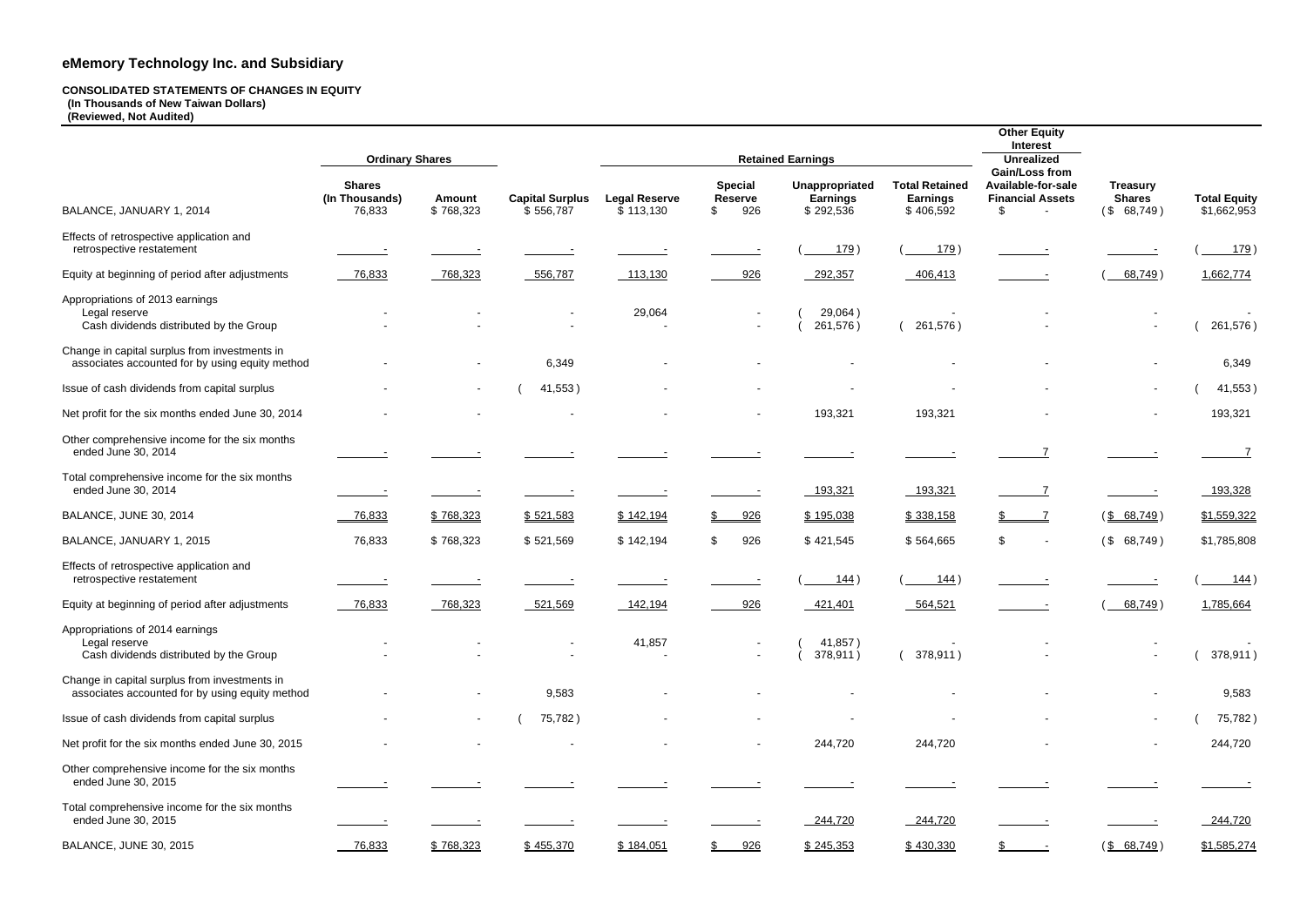# eMemory Technology Inc. and Subsidiary

**CONSOLIDATED STATEMENTS OF CHANGES IN EQUITY**
**(In Thousands of New Taiwan Dollars)**
**(Reviewed, Not Audited)**

| | Ordinary Shares | | | Retained Earnings | | | | Other Equity Interest | | |
|---|---|---|---|---|---|---|---|---|---|---|
| | Shares (In Thousands) | Amount | Capital Surplus | Legal Reserve | Special Reserve | Unappropriated Earnings | Total Retained Earnings | Unrealized Gain/Loss from Available-for-sale Financial Assets | Treasury Shares | Total Equity |
| BALANCE, JANUARY 1, 2014 | 76,833 | $ 768,323 | $ 556,787 | $ 113,130 | $ 926 | $ 292,536 | $ 406,592 | $ - | ($ 68,749 ) | $1,662,953 |
| Effects of retrospective application and retrospective restatement | - | - | - | - | - | ( 179 ) | ( 179 ) | - | - | ( 179 ) |
| Equity at beginning of period after adjustments | 76,833 | 768,323 | 556,787 | 113,130 | 926 | 292,357 | 406,413 | - | ( 68,749 ) | 1,662,774 |
| Appropriations of 2013 earnings | | | | | | | | | | |
| Legal reserve | - | - | - | 29,064 | - | ( 29,064 ) | - | - | - | - |
| Cash dividends distributed by the Group | - | - | - | - | - | ( 261,576 ) | ( 261,576 ) | - | - | ( 261,576 ) |
| Change in capital surplus from investments in associates accounted for by using equity method | - | - | 6,349 | - | - | - | - | - | - | 6,349 |
| Issue of cash dividends from capital surplus | - | - | ( 41,553 ) | - | - | - | - | - | - | ( 41,553 ) |
| Net profit for the six months ended June 30, 2014 | - | - | - | - | - | 193,321 | 193,321 | - | - | 193,321 |
| Other comprehensive income for the six months ended June 30, 2014 | - | - | - | - | - | - | - | 7 | - | 7 |
| Total comprehensive income for the six months ended June 30, 2014 | - | - | - | - | - | 193,321 | 193,321 | 7 | - | 193,328 |
| BALANCE, JUNE 30, 2014 | 76,833 | $ 768,323 | $ 521,583 | $ 142,194 | $ 926 | $ 195,038 | $ 338,158 | $ 7 | ($ 68,749 ) | $1,559,322 |
| BALANCE, JANUARY 1, 2015 | 76,833 | $ 768,323 | $ 521,569 | $ 142,194 | $ 926 | $ 421,545 | $ 564,665 | $ - | ($ 68,749 ) | $1,785,808 |
| Effects of retrospective application and retrospective restatement | - | - | - | - | - | ( 144 ) | ( 144 ) | - | - | ( 144 ) |
| Equity at beginning of period after adjustments | 76,833 | 768,323 | 521,569 | 142,194 | 926 | 421,401 | 564,521 | - | ( 68,749 ) | 1,785,664 |
| Appropriations of 2014 earnings | | | | | | | | | | |
| Legal reserve | - | - | - | 41,857 | - | ( 41,857 ) | - | - | - | - |
| Cash dividends distributed by the Group | - | - | - | - | - | ( 378,911 ) | ( 378,911 ) | - | - | ( 378,911 ) |
| Change in capital surplus from investments in associates accounted for by using equity method | - | - | 9,583 | - | - | - | - | - | - | 9,583 |
| Issue of cash dividends from capital surplus | - | - | ( 75,782 ) | - | - | - | - | - | - | ( 75,782 ) |
| Net profit for the six months ended June 30, 2015 | - | - | - | - | - | 244,720 | 244,720 | - | - | 244,720 |
| Other comprehensive income for the six months ended June 30, 2015 | - | - | - | - | - | - | - | - | - | - |
| Total comprehensive income for the six months ended June 30, 2015 | - | - | - | - | - | 244,720 | 244,720 | - | - | 244,720 |
| BALANCE, JUNE 30, 2015 | 76,833 | $ 768,323 | $ 455,370 | $ 184,051 | $ 926 | $ 245,353 | $ 430,330 | $ - | ($ 68,749 ) | $1,585,274 |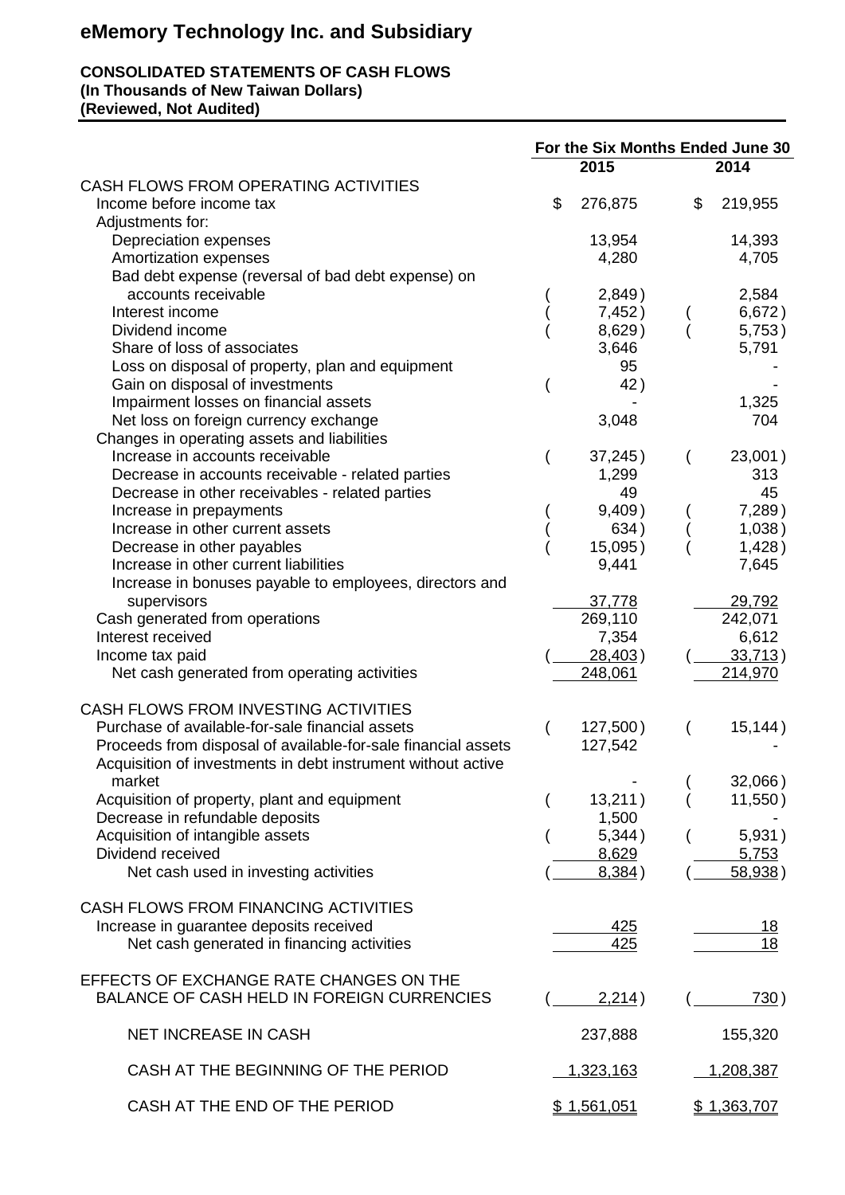# eMemory Technology Inc. and Subsidiary

**CONSOLIDATED STATEMENTS OF CASH FLOWS**
**(In Thousands of New Taiwan Dollars)**
**(Reviewed, Not Audited)**

| | For the Six Months Ended June 30 | |
|---|---|---|
| | **2015** | **2014** |
| CASH FLOWS FROM OPERATING ACTIVITIES | | |
| Income before income tax | $ 276,875 | $ 219,955 |
| Adjustments for: | | |
| Depreciation expenses | 13,954 | 14,393 |
| Amortization expenses | 4,280 | 4,705 |
| Bad debt expense (reversal of bad debt expense) on accounts receivable | ( 2,849 ) | 2,584 |
| Interest income | ( 7,452 ) | ( 6,672 ) |
| Dividend income | ( 8,629 ) | ( 5,753 ) |
| Share of loss of associates | 3,646 | 5,791 |
| Loss on disposal of property, plan and equipment | 95 | - |
| Gain on disposal of investments | ( 42 ) | - |
| Impairment losses on financial assets | - | 1,325 |
| Net loss on foreign currency exchange | 3,048 | 704 |
| Changes in operating assets and liabilities | | |
| Increase in accounts receivable | ( 37,245 ) | ( 23,001 ) |
| Decrease in accounts receivable - related parties | 1,299 | 313 |
| Decrease in other receivables - related parties | 49 | 45 |
| Increase in prepayments | ( 9,409 ) | ( 7,289 ) |
| Increase in other current assets | ( 634 ) | ( 1,038 ) |
| Decrease in other payables | ( 15,095 ) | ( 1,428 ) |
| Increase in other current liabilities | 9,441 | 7,645 |
| Increase in bonuses payable to employees, directors and supervisors | 37,778 | 29,792 |
| Cash generated from operations | 269,110 | 242,071 |
| Interest received | 7,354 | 6,612 |
| Income tax paid | ( 28,403 ) | ( 33,713 ) |
| Net cash generated from operating activities | 248,061 | 214,970 |
| CASH FLOWS FROM INVESTING ACTIVITIES | | |
| Purchase of available-for-sale financial assets | ( 127,500 ) | ( 15,144 ) |
| Proceeds from disposal of available-for-sale financial assets | 127,542 | - |
| Acquisition of investments in debt instrument without active market | - | ( 32,066 ) |
| Acquisition of property, plant and equipment | ( 13,211 ) | ( 11,550 ) |
| Decrease in refundable deposits | 1,500 | - |
| Acquisition of intangible assets | ( 5,344 ) | ( 5,931 ) |
| Dividend received | 8,629 | 5,753 |
| Net cash used in investing activities | ( 8,384 ) | ( 58,938 ) |
| CASH FLOWS FROM FINANCING ACTIVITIES | | |
| Increase in guarantee deposits received | 425 | 18 |
| Net cash generated in financing activities | 425 | 18 |
| EFFECTS OF EXCHANGE RATE CHANGES ON THE BALANCE OF CASH HELD IN FOREIGN CURRENCIES | ( 2,214 ) | ( 730 ) |
| NET INCREASE IN CASH | 237,888 | 155,320 |
| CASH AT THE BEGINNING OF THE PERIOD | 1,323,163 | 1,208,387 |
| CASH AT THE END OF THE PERIOD | $ 1,561,051 | $ 1,363,707 |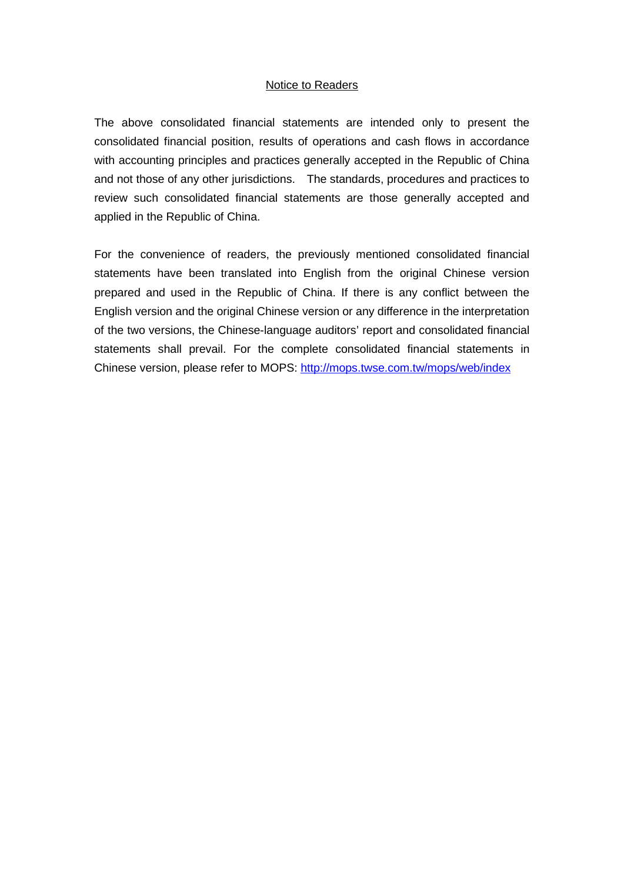Notice to Readers

The above consolidated financial statements are intended only to present the consolidated financial position, results of operations and cash flows in accordance with accounting principles and practices generally accepted in the Republic of China and not those of any other jurisdictions. The standards, procedures and practices to review such consolidated financial statements are those generally accepted and applied in the Republic of China.

For the convenience of readers, the previously mentioned consolidated financial statements have been translated into English from the original Chinese version prepared and used in the Republic of China. If there is any conflict between the English version and the original Chinese version or any difference in the interpretation of the two versions, the Chinese-language auditors' report and consolidated financial statements shall prevail. For the complete consolidated financial statements in Chinese version, please refer to MOPS: http://mops.twse.com.tw/mops/web/index